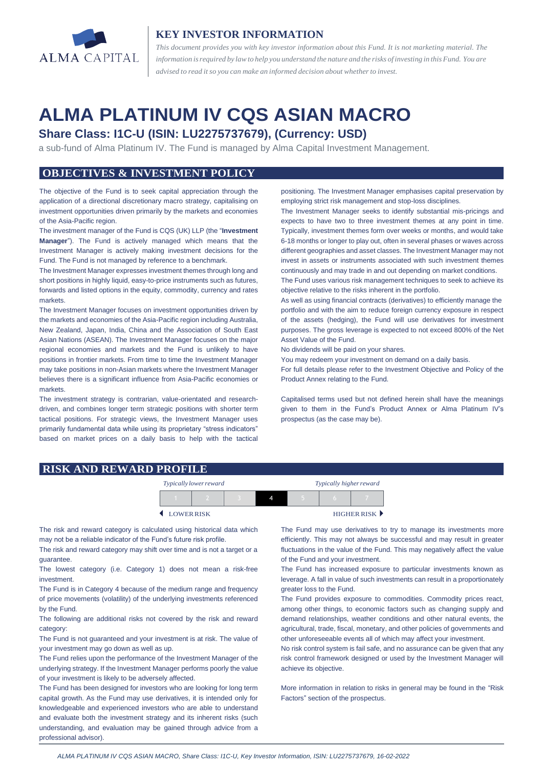ALMA CAPITAL

## KEY INVESTOR INFORMATION

*This document provides you with key investor information about this Fund. It is not marketing material. The information is required by law to help you understand the nature and the risks of investing in this Fund. You are advised to read it so you can make an informed decision about whether to invest.*

# ALMA PLATINUM IV CQS ASIAN MACRO

## Share Class: I1C-U (ISIN: LU2275737679), (Currency: USD)

a sub-fund of Alma Platinum IV. The Fund is managed by Alma Capital Investment Management.

## OBJECTIVES & INVESTMENT POLICY

The objective of the Fund is to seek capital appreciation through the application of a directional discretionary macro strategy, capitalising on investment opportunities driven primarily by the markets and economies of the Asia-Pacific region.

The investment manager of the Fund is CQS (UK) LLP (the "**Investment Manager**"). The Fund is actively managed which means that the Investment Manager is actively making investment decisions for the Fund. The Fund is not managed by reference to a benchmark.

The Investment Manager expresses investment themes through long and short positions in highly liquid, easy-to-price instruments such as futures, forwards and listed options in the equity, commodity, currency and rates markets.

The Investment Manager focuses on investment opportunities driven by the markets and economies of the Asia-Pacific region including Australia, New Zealand, Japan, India, China and the Association of South East Asian Nations (ASEAN). The Investment Manager focuses on the major regional economies and markets and the Fund is unlikely to have positions in frontier markets. From time to time the Investment Manager may take positions in non-Asian markets where the Investment Manager believes there is a significant influence from Asia-Pacific economies or markets.

The investment strategy is contrarian, value-orientated and research-driven, and combines longer term strategic positions with shorter term tactical positions. For strategic views, the Investment Manager uses primarily fundamental data while using its proprietary "stress indicators" based on market prices on a daily basis to help with the tactical positioning. The Investment Manager emphasises capital preservation by employing strict risk management and stop-loss disciplines.

The Investment Manager seeks to identify substantial mis-pricings and expects to have two to three investment themes at any point in time. Typically, investment themes form over weeks or months, and would take 6-18 months or longer to play out, often in several phases or waves across different geographies and asset classes. The Investment Manager may not invest in assets or instruments associated with such investment themes continuously and may trade in and out depending on market conditions.

The Fund uses various risk management techniques to seek to achieve its objective relative to the risks inherent in the portfolio.

As well as using financial contracts (derivatives) to efficiently manage the portfolio and with the aim to reduce foreign currency exposure in respect of the assets (hedging), the Fund will use derivatives for investment purposes. The gross leverage is expected to not exceed 800% of the Net Asset Value of the Fund.

No dividends will be paid on your shares.

You may redeem your investment on demand on a daily basis.

For full details please refer to the Investment Objective and Policy of the Product Annex relating to the Fund.

Capitalised terms used but not defined herein shall have the meanings given to them in the Fund's Product Annex or Alma Platinum IV's prospectus (as the case may be).

## RISK AND REWARD PROFILE

| *Typically lower reward* | | | | | | *Typically higher reward* |
|---|---|---|---|---|---|---|
| 1 | 2 | 3 | **4** | 5 | 6 | 7 |
| ◄ LOWER RISK | | | | | | HIGHER RISK ► |

The risk and reward category is calculated using historical data which may not be a reliable indicator of the Fund's future risk profile.

The risk and reward category may shift over time and is not a target or a guarantee.

The lowest category (i.e. Category 1) does not mean a risk-free investment.

The Fund is in Category 4 because of the medium range and frequency of price movements (volatility) of the underlying investments referenced by the Fund.

The following are additional risks not covered by the risk and reward category:

The Fund is not guaranteed and your investment is at risk. The value of your investment may go down as well as up.

The Fund relies upon the performance of the Investment Manager of the underlying strategy. If the Investment Manager performs poorly the value of your investment is likely to be adversely affected.

The Fund has been designed for investors who are looking for long term capital growth. As the Fund may use derivatives, it is intended only for knowledgeable and experienced investors who are able to understand and evaluate both the investment strategy and its inherent risks (such understanding, and evaluation may be gained through advice from a professional advisor).

The Fund may use derivatives to try to manage its investments more efficiently. This may not always be successful and may result in greater fluctuations in the value of the Fund. This may negatively affect the value of the Fund and your investment.

The Fund has increased exposure to particular investments known as leverage. A fall in value of such investments can result in a proportionately greater loss to the Fund.

The Fund provides exposure to commodities. Commodity prices react, among other things, to economic factors such as changing supply and demand relationships, weather conditions and other natural events, the agricultural, trade, fiscal, monetary, and other policies of governments and other unforeseeable events all of which may affect your investment.

No risk control system is fail safe, and no assurance can be given that any risk control framework designed or used by the Investment Manager will achieve its objective.

More information in relation to risks in general may be found in the "Risk Factors" section of the prospectus.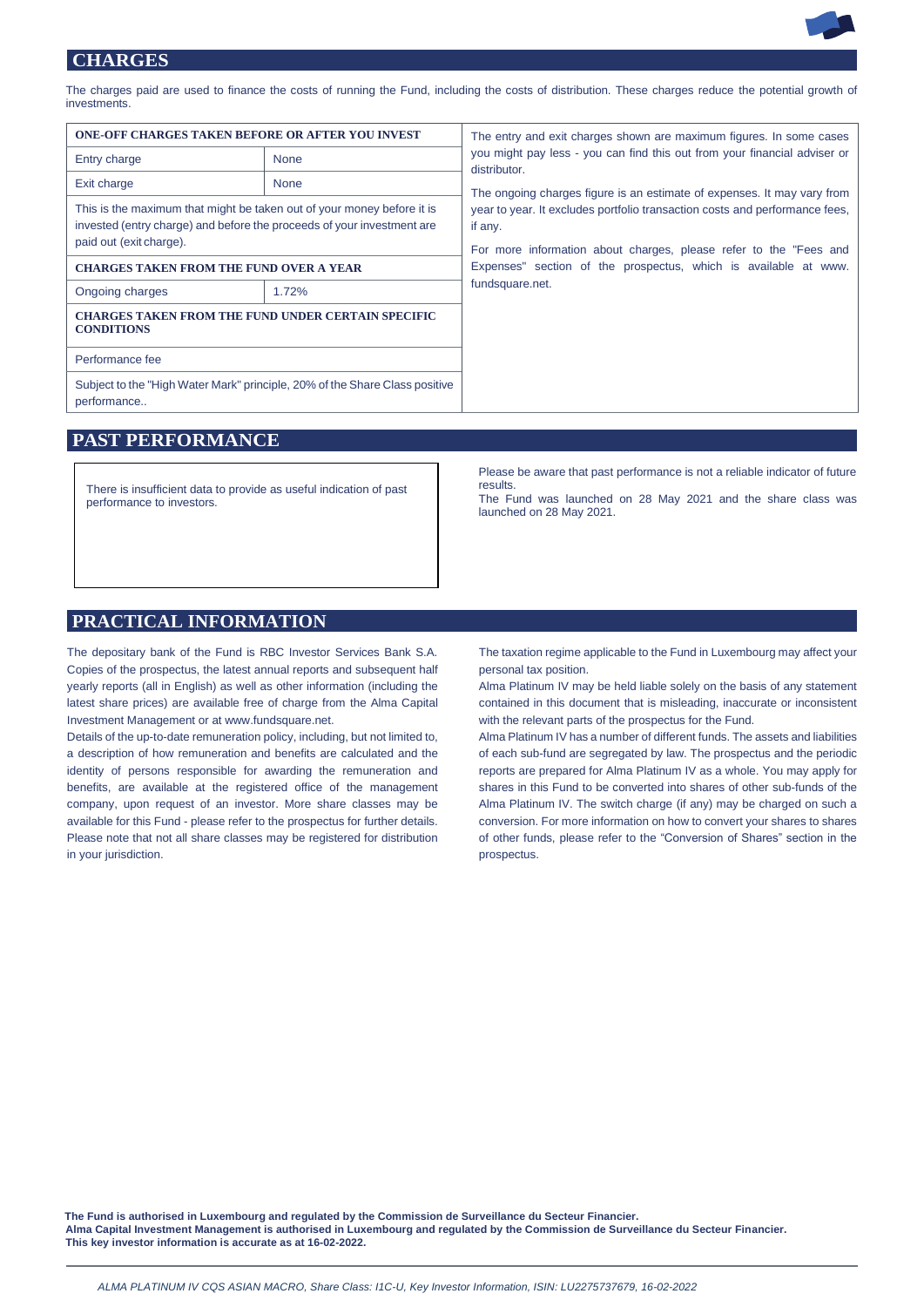## CHARGES

The charges paid are used to finance the costs of running the Fund, including the costs of distribution. These charges reduce the potential growth of investments.

| ONE-OFF CHARGES TAKEN BEFORE OR AFTER YOU INVEST | |
|---|---|
| Entry charge | None |
| Exit charge | None |
| This is the maximum that might be taken out of your money before it is invested (entry charge) and before the proceeds of your investment are paid out (exit charge). | |
| **CHARGES TAKEN FROM THE FUND OVER A YEAR** | |
| Ongoing charges | 1.72% |
| **CHARGES TAKEN FROM THE FUND UNDER CERTAIN SPECIFIC CONDITIONS** | |
| Performance fee | |
| Subject to the "High Water Mark" principle, 20% of the Share Class positive performance.. | |

The entry and exit charges shown are maximum figures. In some cases you might pay less - you can find this out from your financial adviser or distributor.

The ongoing charges figure is an estimate of expenses. It may vary from year to year. It excludes portfolio transaction costs and performance fees, if any.

For more information about charges, please refer to the "Fees and Expenses" section of the prospectus, which is available at www. fundsquare.net.

## PAST PERFORMANCE

There is insufficient data to provide as useful indication of past performance to investors.

Please be aware that past performance is not a reliable indicator of future results.
The Fund was launched on 28 May 2021 and the share class was launched on 28 May 2021.

## PRACTICAL INFORMATION

The depositary bank of the Fund is RBC Investor Services Bank S.A. Copies of the prospectus, the latest annual reports and subsequent half yearly reports (all in English) as well as other information (including the latest share prices) are available free of charge from the Alma Capital Investment Management or at www.fundsquare.net.

Details of the up-to-date remuneration policy, including, but not limited to, a description of how remuneration and benefits are calculated and the identity of persons responsible for awarding the remuneration and benefits, are available at the registered office of the management company, upon request of an investor. More share classes may be available for this Fund - please refer to the prospectus for further details. Please note that not all share classes may be registered for distribution in your jurisdiction.

The taxation regime applicable to the Fund in Luxembourg may affect your personal tax position.

Alma Platinum IV may be held liable solely on the basis of any statement contained in this document that is misleading, inaccurate or inconsistent with the relevant parts of the prospectus for the Fund.

Alma Platinum IV has a number of different funds. The assets and liabilities of each sub-fund are segregated by law. The prospectus and the periodic reports are prepared for Alma Platinum IV as a whole. You may apply for shares in this Fund to be converted into shares of other sub-funds of the Alma Platinum IV. The switch charge (if any) may be charged on such a conversion. For more information on how to convert your shares to shares of other funds, please refer to the "Conversion of Shares" section in the prospectus.

**The Fund is authorised in Luxembourg and regulated by the Commission de Surveillance du Secteur Financier.**
**Alma Capital Investment Management is authorised in Luxembourg and regulated by the Commission de Surveillance du Secteur Financier.**
**This key investor information is accurate as at 16-02-2022.**